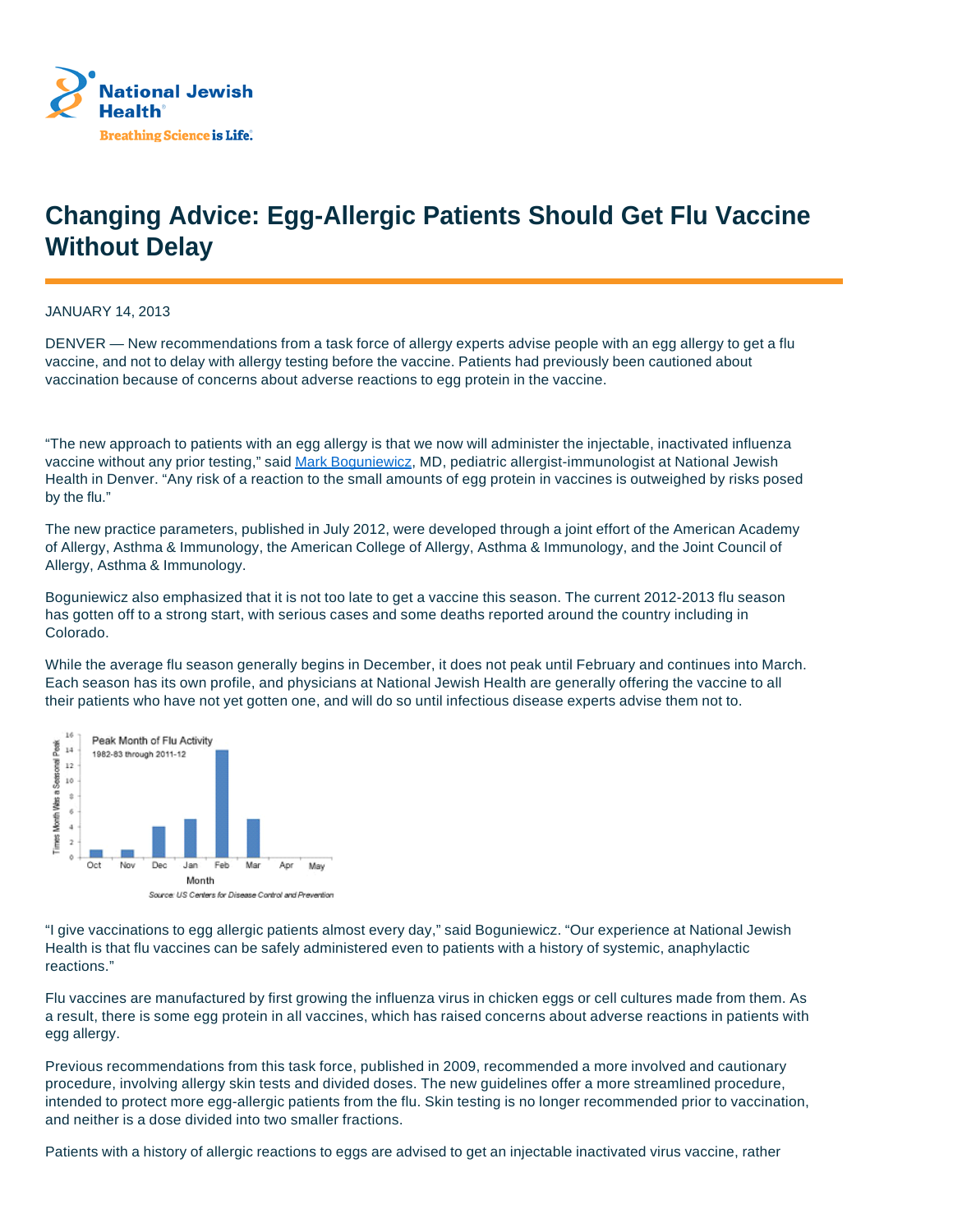# Changing Advice: Egg-Allergic Patients Should Get Flu Vaccine Without Delay

JANUARY 14, 2013

DENVER — New recommendations from a task force of allergy experts advise people with an egg allergy to get a flu vaccine, and not to delay with allergy testing before the vaccine. Patients had previously been cautioned about vaccination because of concerns about adverse reactions to egg protein in the vaccine.

"The new approach to patients with an egg allergy is that we now will administer the injectable, inactivated influenza vaccine without any prior testing," said Mark Boguniewicz, MD, pediatric allergist-immunologist at National Jewish Health in Denver. "Any risk of a reaction to the small amounts of egg protein in vaccines is outweighed by risks posed by the flu."

The new practice parameters, published in July 2012, were developed through a joint effort of the American Academy of Allergy, Asthma & Immunology, the American College of Allergy, Asthma & Immunology, and the Joint Council of Allergy, Asthma & Immunology.

Boguniewicz also emphasized that it is not too late to get a vaccine this season. The current 2012-2013 flu season has gotten off to a strong start, with serious cases and some deaths reported around the country including in Colorado.

While the average flu season generally begins in December, it does not peak until February and continues into March. Each season has its own profile, and physicians at National Jewish Health are generally offering the vaccine to all their patients who have not yet gotten one, and will do so until infectious disease experts advise them not to.

"I give vaccinations to egg allergic patients almost every day," said Boguniewicz. "Our experience at National Jewish Health is that flu vaccines can be safely administered even to patients with a history of systemic, anaphylactic reactions."

Flu vaccines are manufactured by first growing the influenza virus in chicken eggs or cell cultures made from them. As a result, there is some egg protein in all vaccines, which has raised concerns about adverse reactions in patients with egg allergy.

Previous recommendations from this task force, published in 2009, recommended a more involved and cautionary procedure, involving allergy skin tests and divided doses. The new guidelines offer a more streamlined procedure, intended to protect more egg-allergic patients from the flu. Skin testing is no longer recommended prior to vaccination, and neither is a dose divided into two smaller fractions.

Patients with a history of allergic reactions to eggs are advised to get an injectable inactivated virus vaccine, rather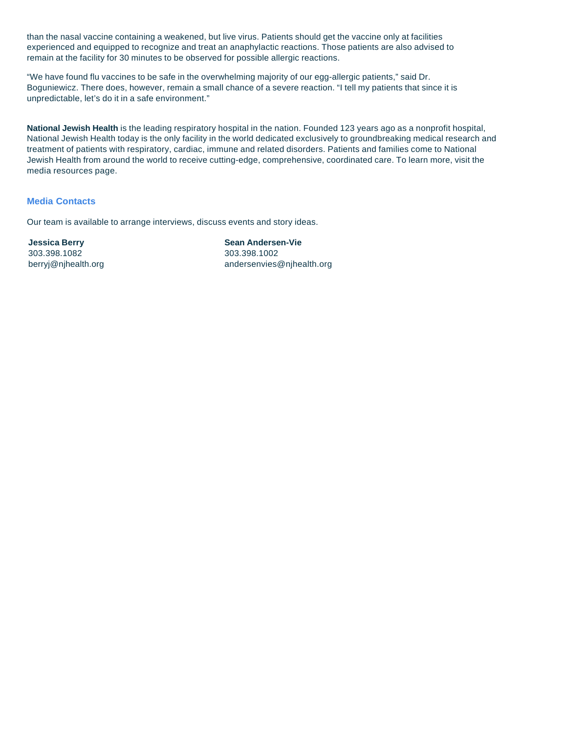than the nasal vaccine containing a weakened, but live virus. Patients should get the vaccine only at facilities experienced and equipped to recognize and treat an anaphylactic reactions. Those patients are also advised to remain at the facility for 30 minutes to be observed for possible allergic reactions.

“We have found flu vaccines to be safe in the overwhelming majority of our egg-allergic patients,” said Dr. Boguniewicz. There does, however, remain a small chance of a severe reaction. “I tell my patients that since it is unpredictable, let’s do it in a safe environment.”

**National Jewish Health** is the leading respiratory hospital in the nation. Founded 123 years ago as a nonprofit hospital, National Jewish Health today is the only facility in the world dedicated exclusively to groundbreaking medical research and treatment of patients with respiratory, cardiac, immune and related disorders. Patients and families come to National Jewish Health from around the world to receive cutting-edge, comprehensive, coordinated care. To learn more, visit the media resources page.

## Media Contacts

Our team is available to arrange interviews, discuss events and story ideas.

**Jessica Berry**
303.398.1082
berryj@njhealth.org

**Sean Andersen-Vie**
303.398.1002
andersenvies@njhealth.org